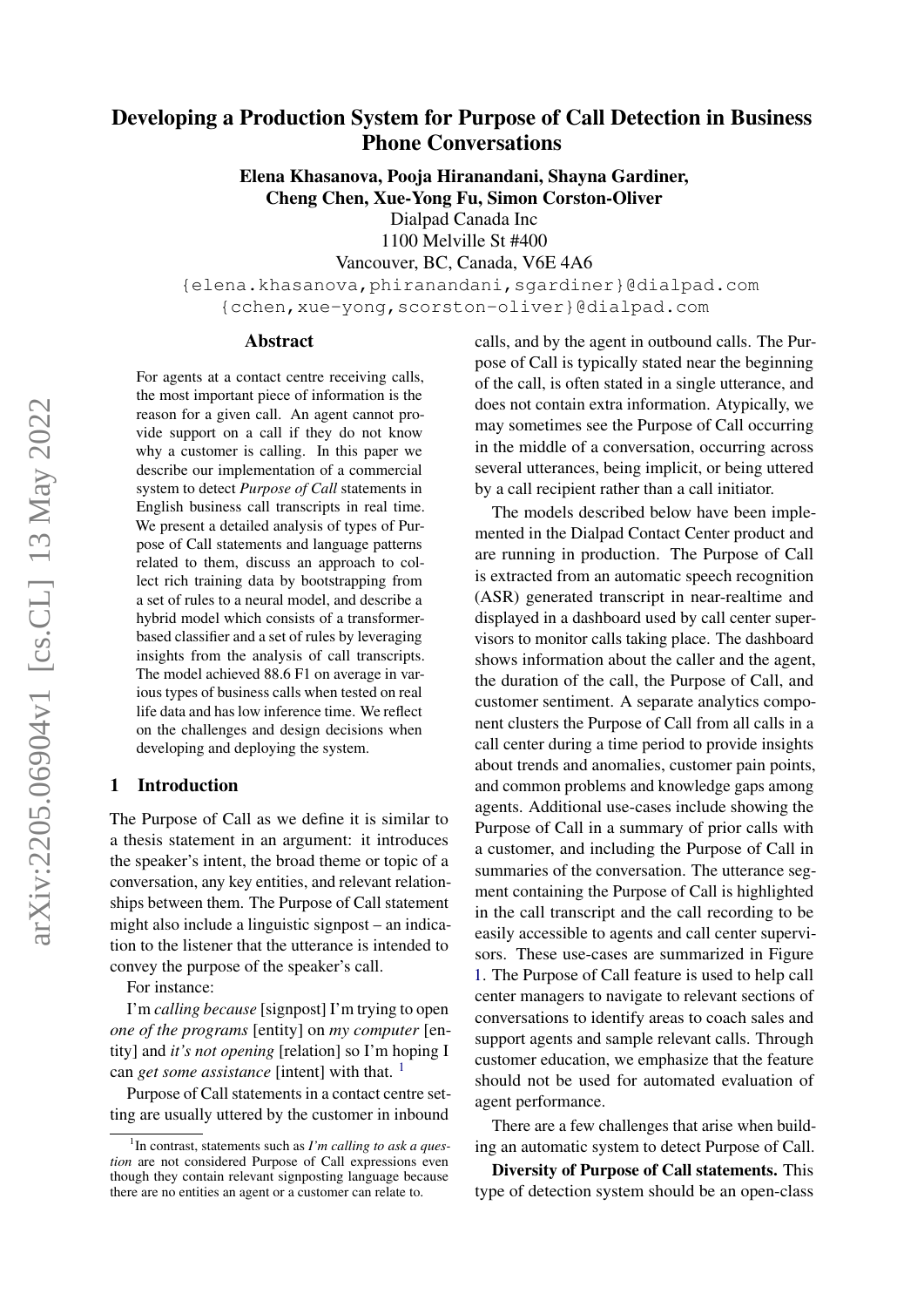# Developing a Production System for Purpose of Call Detection in Business Phone Conversations

**Elena Khasanova, Pooja Hiranandani, Shayna Gardiner, Cheng Chen, Xue-Yong Fu, Simon Corston-Oliver**

Dialpad Canada Inc
1100 Melville St #400
Vancouver, BC, Canada, V6E 4A6

{elena.khasanova,phiranandani,sgardiner}@dialpad.com
{cchen,xue-yong,scorston-oliver}@dialpad.com

## Abstract

For agents at a contact centre receiving calls, the most important piece of information is the reason for a given call. An agent cannot provide support on a call if they do not know why a customer is calling. In this paper we describe our implementation of a commercial system to detect *Purpose of Call* statements in English business call transcripts in real time. We present a detailed analysis of types of Purpose of Call statements and language patterns related to them, discuss an approach to collect rich training data by bootstrapping from a set of rules to a neural model, and describe a hybrid model which consists of a transformer-based classifier and a set of rules by leveraging insights from the analysis of call transcripts. The model achieved 88.6 F1 on average in various types of business calls when tested on real life data and has low inference time. We reflect on the challenges and design decisions when developing and deploying the system.

## 1 Introduction

The Purpose of Call as we define it is similar to a thesis statement in an argument: it introduces the speaker's intent, the broad theme or topic of a conversation, any key entities, and relevant relationships between them. The Purpose of Call statement might also include a linguistic signpost – an indication to the listener that the utterance is intended to convey the purpose of the speaker's call.

For instance:

I'm *calling because* [signpost] I'm trying to open *one of the programs* [entity] on *my computer* [entity] and *it's not opening* [relation] so I'm hoping I can *get some assistance* [intent] with that. [1]

Purpose of Call statements in a contact centre setting are usually uttered by the customer in inbound calls, and by the agent in outbound calls. The Purpose of Call is typically stated near the beginning of the call, is often stated in a single utterance, and does not contain extra information. Atypically, we may sometimes see the Purpose of Call occurring in the middle of a conversation, occurring across several utterances, being implicit, or being uttered by a call recipient rather than a call initiator.

The models described below have been implemented in the Dialpad Contact Center product and are running in production. The Purpose of Call is extracted from an automatic speech recognition (ASR) generated transcript in near-realtime and displayed in a dashboard used by call center supervisors to monitor calls taking place. The dashboard shows information about the caller and the agent, the duration of the call, the Purpose of Call, and customer sentiment. A separate analytics component clusters the Purpose of Call from all calls in a call center during a time period to provide insights about trends and anomalies, customer pain points, and common problems and knowledge gaps among agents. Additional use-cases include showing the Purpose of Call in a summary of prior calls with a customer, and including the Purpose of Call in summaries of the conversation. The utterance segment containing the Purpose of Call is highlighted in the call transcript and the call recording to be easily accessible to agents and call center supervisors. These use-cases are summarized in Figure 1. The Purpose of Call feature is used to help call center managers to navigate to relevant sections of conversations to identify areas to coach sales and support agents and sample relevant calls. Through customer education, we emphasize that the feature should not be used for automated evaluation of agent performance.

There are a few challenges that arise when building an automatic system to detect Purpose of Call.

**Diversity of Purpose of Call statements.** This type of detection system should be an open-class

[1] In contrast, statements such as *I'm calling to ask a question* are not considered Purpose of Call expressions even though they contain relevant signposting language because there are no entities an agent or a customer can relate to.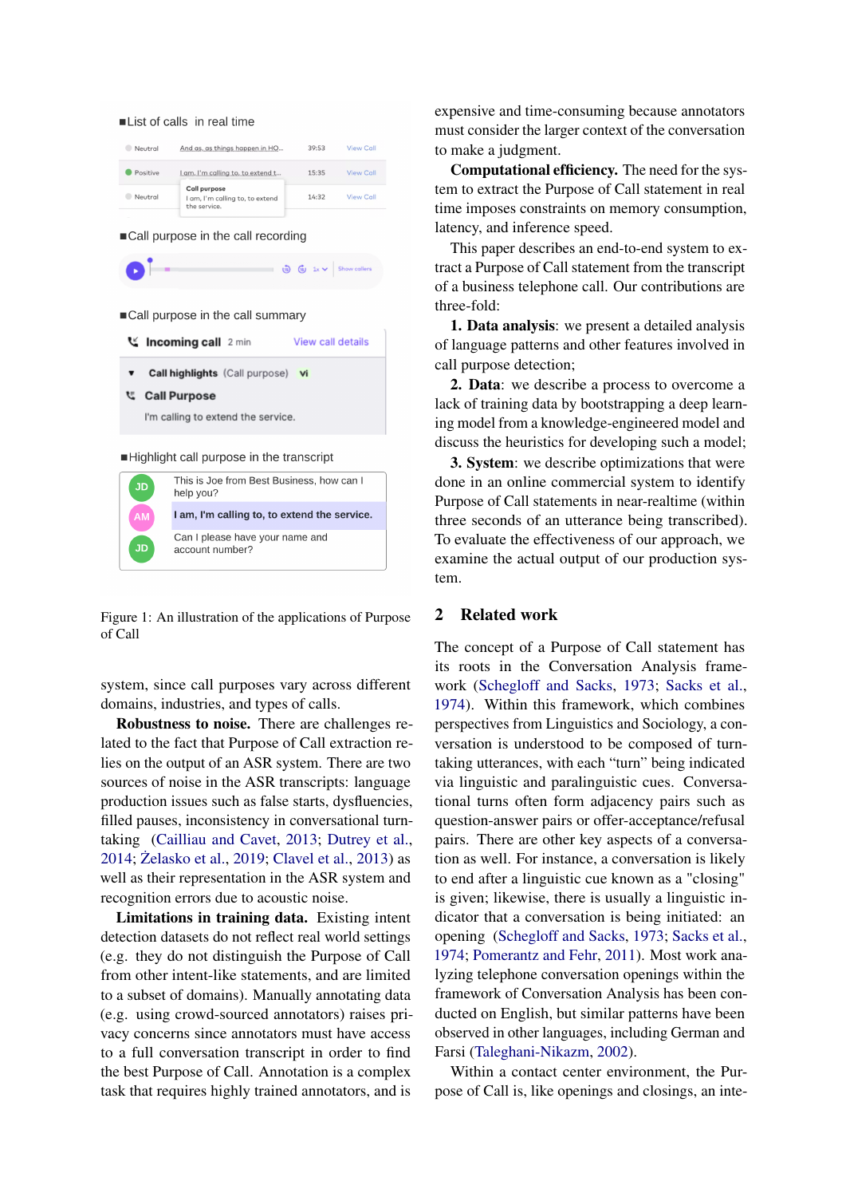Figure 1: An illustration of the applications of Purpose of Call

system, since call purposes vary across different domains, industries, and types of calls.

**Robustness to noise.** There are challenges related to the fact that Purpose of Call extraction relies on the output of an ASR system. There are two sources of noise in the ASR transcripts: language production issues such as false starts, dysfluencies, filled pauses, inconsistency in conversational turn-taking (Cailliau and Cavet, 2013; Dutrey et al., 2014; Żelasko et al., 2019; Clavel et al., 2013) as well as their representation in the ASR system and recognition errors due to acoustic noise.

**Limitations in training data.** Existing intent detection datasets do not reflect real world settings (e.g. they do not distinguish the Purpose of Call from other intent-like statements, and are limited to a subset of domains). Manually annotating data (e.g. using crowd-sourced annotators) raises privacy concerns since annotators must have access to a full conversation transcript in order to find the best Purpose of Call. Annotation is a complex task that requires highly trained annotators, and is expensive and time-consuming because annotators must consider the larger context of the conversation to make a judgment.

**Computational efficiency.** The need for the system to extract the Purpose of Call statement in real time imposes constraints on memory consumption, latency, and inference speed.

This paper describes an end-to-end system to extract a Purpose of Call statement from the transcript of a business telephone call. Our contributions are three-fold:

**1. Data analysis**: we present a detailed analysis of language patterns and other features involved in call purpose detection;

**2. Data**: we describe a process to overcome a lack of training data by bootstrapping a deep learning model from a knowledge-engineered model and discuss the heuristics for developing such a model;

**3. System**: we describe optimizations that were done in an online commercial system to identify Purpose of Call statements in near-realtime (within three seconds of an utterance being transcribed). To evaluate the effectiveness of our approach, we examine the actual output of our production system.

## 2 Related work

The concept of a Purpose of Call statement has its roots in the Conversation Analysis framework (Schegloff and Sacks, 1973; Sacks et al., 1974). Within this framework, which combines perspectives from Linguistics and Sociology, a conversation is understood to be composed of turn-taking utterances, with each "turn" being indicated via linguistic and paralinguistic cues. Conversational turns often form adjacency pairs such as question-answer pairs or offer-acceptance/refusal pairs. There are other key aspects of a conversation as well. For instance, a conversation is likely to end after a linguistic cue known as a "closing" is given; likewise, there is usually a linguistic indicator that a conversation is being initiated: an opening (Schegloff and Sacks, 1973; Sacks et al., 1974; Pomerantz and Fehr, 2011). Most work analyzing telephone conversation openings within the framework of Conversation Analysis has been conducted on English, but similar patterns have been observed in other languages, including German and Farsi (Taleghani-Nikazm, 2002).

Within a contact center environment, the Purpose of Call is, like openings and closings, an inte-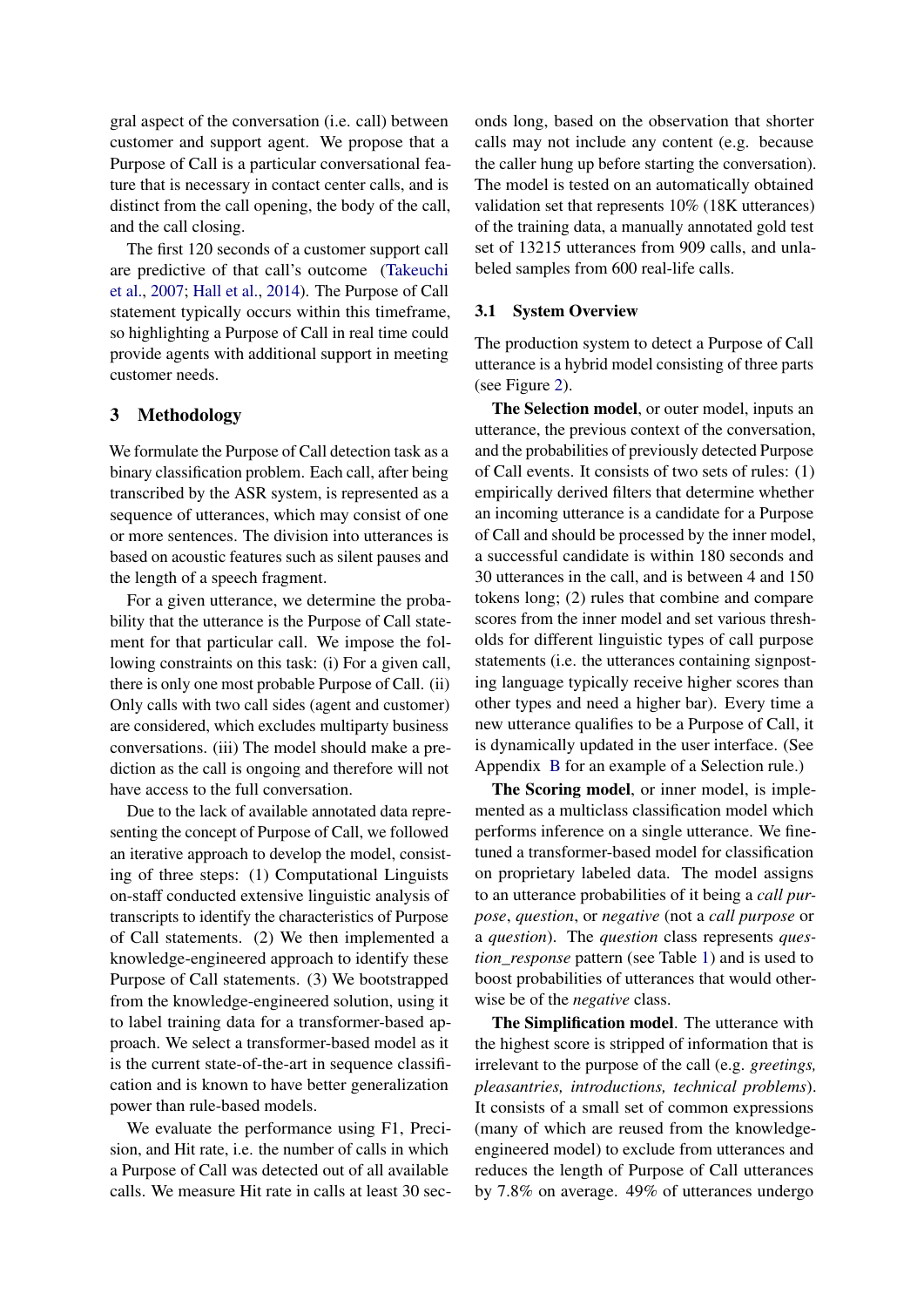gral aspect of the conversation (i.e. call) between customer and support agent. We propose that a Purpose of Call is a particular conversational feature that is necessary in contact center calls, and is distinct from the call opening, the body of the call, and the call closing.

The first 120 seconds of a customer support call are predictive of that call's outcome (Takeuchi et al., 2007; Hall et al., 2014). The Purpose of Call statement typically occurs within this timeframe, so highlighting a Purpose of Call in real time could provide agents with additional support in meeting customer needs.

## 3 Methodology

We formulate the Purpose of Call detection task as a binary classification problem. Each call, after being transcribed by the ASR system, is represented as a sequence of utterances, which may consist of one or more sentences. The division into utterances is based on acoustic features such as silent pauses and the length of a speech fragment.

For a given utterance, we determine the probability that the utterance is the Purpose of Call statement for that particular call. We impose the following constraints on this task: (i) For a given call, there is only one most probable Purpose of Call. (ii) Only calls with two call sides (agent and customer) are considered, which excludes multiparty business conversations. (iii) The model should make a prediction as the call is ongoing and therefore will not have access to the full conversation.

Due to the lack of available annotated data representing the concept of Purpose of Call, we followed an iterative approach to develop the model, consisting of three steps: (1) Computational Linguists on-staff conducted extensive linguistic analysis of transcripts to identify the characteristics of Purpose of Call statements. (2) We then implemented a knowledge-engineered approach to identify these Purpose of Call statements. (3) We bootstrapped from the knowledge-engineered solution, using it to label training data for a transformer-based approach. We select a transformer-based model as it is the current state-of-the-art in sequence classification and is known to have better generalization power than rule-based models.

We evaluate the performance using F1, Precision, and Hit rate, i.e. the number of calls in which a Purpose of Call was detected out of all available calls. We measure Hit rate in calls at least 30 seconds long, based on the observation that shorter calls may not include any content (e.g. because the caller hung up before starting the conversation). The model is tested on an automatically obtained validation set that represents 10% (18K utterances) of the training data, a manually annotated gold test set of 13215 utterances from 909 calls, and unlabeled samples from 600 real-life calls.

### 3.1 System Overview

The production system to detect a Purpose of Call utterance is a hybrid model consisting of three parts (see Figure 2).

**The Selection model**, or outer model, inputs an utterance, the previous context of the conversation, and the probabilities of previously detected Purpose of Call events. It consists of two sets of rules: (1) empirically derived filters that determine whether an incoming utterance is a candidate for a Purpose of Call and should be processed by the inner model, a successful candidate is within 180 seconds and 30 utterances in the call, and is between 4 and 150 tokens long; (2) rules that combine and compare scores from the inner model and set various thresholds for different linguistic types of call purpose statements (i.e. the utterances containing signposting language typically receive higher scores than other types and need a higher bar). Every time a new utterance qualifies to be a Purpose of Call, it is dynamically updated in the user interface. (See Appendix B for an example of a Selection rule.)

**The Scoring model**, or inner model, is implemented as a multiclass classification model which performs inference on a single utterance. We finetuned a transformer-based model for classification on proprietary labeled data. The model assigns to an utterance probabilities of it being a *call purpose*, *question*, or *negative* (not a *call purpose* or a *question*). The *question* class represents *question_response* pattern (see Table 1) and is used to boost probabilities of utterances that would otherwise be of the *negative* class.

**The Simplification model**. The utterance with the highest score is stripped of information that is irrelevant to the purpose of the call (e.g. *greetings, pleasantries, introductions, technical problems*). It consists of a small set of common expressions (many of which are reused from the knowledge-engineered model) to exclude from utterances and reduces the length of Purpose of Call utterances by 7.8% on average. 49% of utterances undergo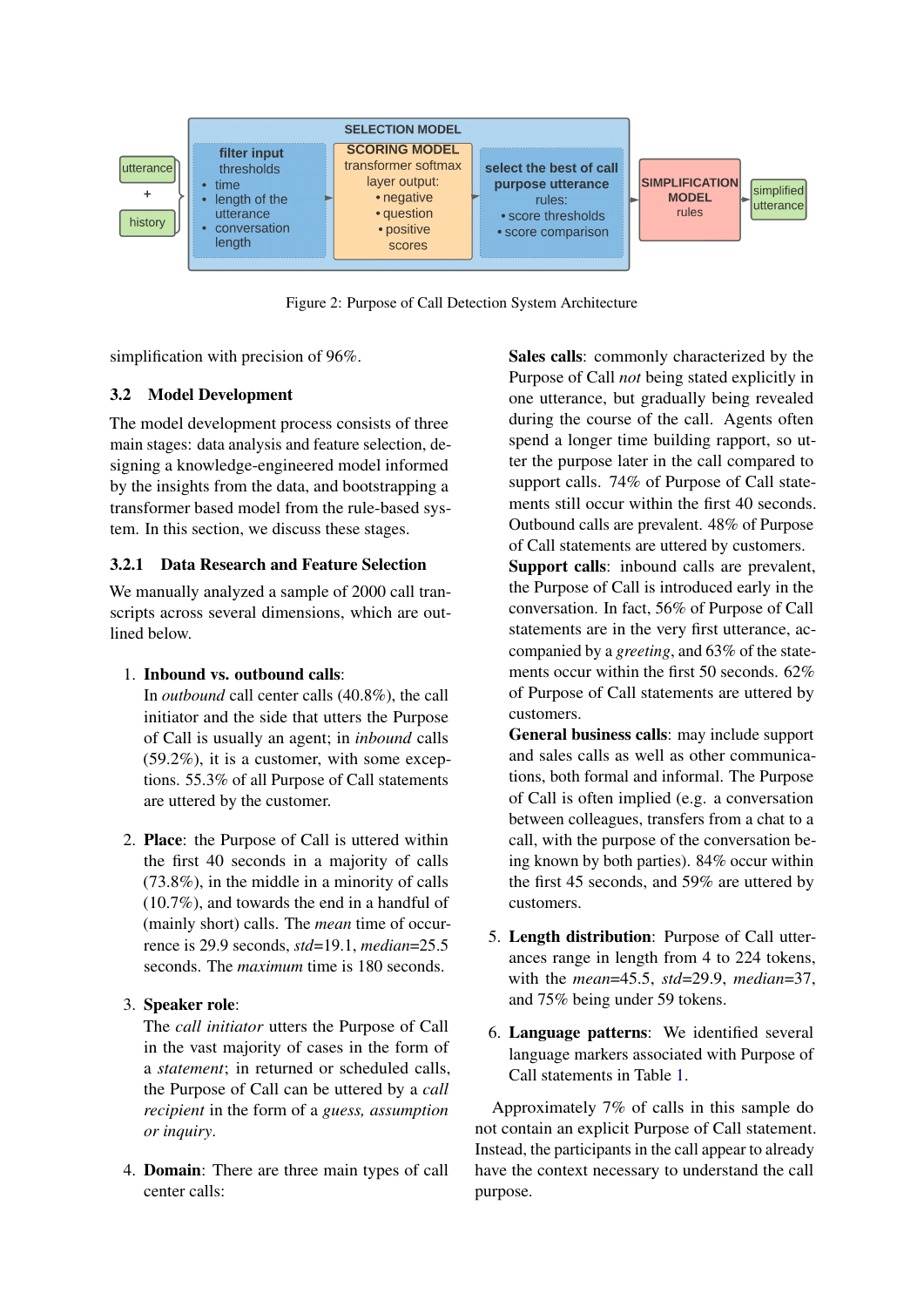Figure 2: Purpose of Call Detection System Architecture

simplification with precision of 96%.

### 3.2 Model Development

The model development process consists of three main stages: data analysis and feature selection, designing a knowledge-engineered model informed by the insights from the data, and bootstrapping a transformer based model from the rule-based system. In this section, we discuss these stages.

#### 3.2.1 Data Research and Feature Selection

We manually analyzed a sample of 2000 call transcripts across several dimensions, which are outlined below.

1. **Inbound vs. outbound calls**:
In *outbound* call center calls (40.8%), the call initiator and the side that utters the Purpose of Call is usually an agent; in *inbound* calls (59.2%), it is a customer, with some exceptions. 55.3% of all Purpose of Call statements are uttered by the customer.

2. **Place**: the Purpose of Call is uttered within the first 40 seconds in a majority of calls (73.8%), in the middle in a minority of calls (10.7%), and towards the end in a handful of (mainly short) calls. The *mean* time of occurrence is 29.9 seconds, *std*=19.1, *median*=25.5 seconds. The *maximum* time is 180 seconds.

3. **Speaker role**:
The *call initiator* utters the Purpose of Call in the vast majority of cases in the form of a *statement*; in returned or scheduled calls, the Purpose of Call can be uttered by a *call recipient* in the form of a *guess, assumption or inquiry*.

4. **Domain**: There are three main types of call center calls:

**Sales calls**: commonly characterized by the Purpose of Call *not* being stated explicitly in one utterance, but gradually being revealed during the course of the call. Agents often spend a longer time building rapport, so utter the purpose later in the call compared to support calls. 74% of Purpose of Call statements still occur within the first 40 seconds. Outbound calls are prevalent. 48% of Purpose of Call statements are uttered by customers.
**Support calls**: inbound calls are prevalent, the Purpose of Call is introduced early in the conversation. In fact, 56% of Purpose of Call statements are in the very first utterance, accompanied by a *greeting*, and 63% of the statements occur within the first 50 seconds. 62% of Purpose of Call statements are uttered by customers.
**General business calls**: may include support and sales calls as well as other communications, both formal and informal. The Purpose of Call is often implied (e.g. a conversation between colleagues, transfers from a chat to a call, with the purpose of the conversation being known by both parties). 84% occur within the first 45 seconds, and 59% are uttered by customers.

5. **Length distribution**: Purpose of Call utterances range in length from 4 to 224 tokens, with the *mean*=45.5, *std*=29.9, *median*=37, and 75% being under 59 tokens.

6. **Language patterns**: We identified several language markers associated with Purpose of Call statements in Table 1.

Approximately 7% of calls in this sample do not contain an explicit Purpose of Call statement. Instead, the participants in the call appear to already have the context necessary to understand the call purpose.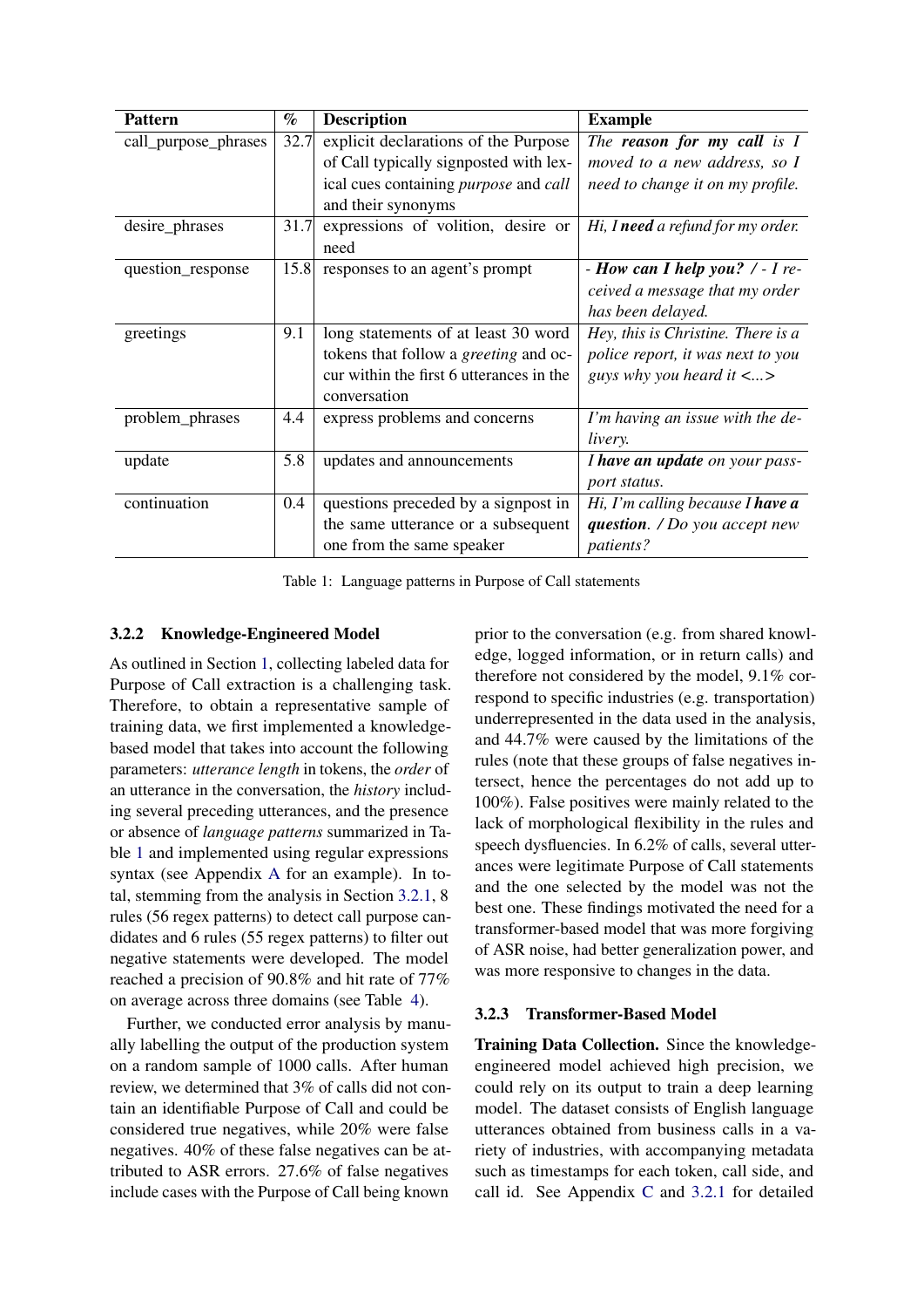| Pattern | % | Description | Example |
|---|---|---|---|
| call_purpose_phrases | 32.7 | explicit declarations of the Purpose of Call typically signposted with lexical cues containing *purpose* and *call* and their synonyms | *The **reason for my call** is I moved to a new address, so I need to change it on my profile.* |
| desire_phrases | 31.7 | expressions of volition, desire or need | *Hi, I **need** a refund for my order.* |
| question_response | 15.8 | responses to an agent's prompt | *- **How can I help you?** / - I received a message that my order has been delayed.* |
| greetings | 9.1 | long statements of at least 30 word tokens that follow a *greeting* and occur within the first 6 utterances in the conversation | *Hey, this is Christine. There is a police report, it was next to you guys why you heard it <...>* |
| problem_phrases | 4.4 | express problems and concerns | *I'm having an issue with the delivery.* |
| update | 5.8 | updates and announcements | ***I have an update** on your passport status.* |
| continuation | 0.4 | questions preceded by a signpost in the same utterance or a subsequent one from the same speaker | *Hi, I'm calling because I **have a question**. / Do you accept new patients?* |

Table 1: Language patterns in Purpose of Call statements

### 3.2.2 Knowledge-Engineered Model

As outlined in Section 1, collecting labeled data for Purpose of Call extraction is a challenging task. Therefore, to obtain a representative sample of training data, we first implemented a knowledge-based model that takes into account the following parameters: *utterance length* in tokens, the *order* of an utterance in the conversation, the *history* including several preceding utterances, and the presence or absence of *language patterns* summarized in Table 1 and implemented using regular expressions syntax (see Appendix A for an example). In total, stemming from the analysis in Section 3.2.1, 8 rules (56 regex patterns) to detect call purpose candidates and 6 rules (55 regex patterns) to filter out negative statements were developed. The model reached a precision of 90.8% and hit rate of 77% on average across three domains (see Table 4).

Further, we conducted error analysis by manually labelling the output of the production system on a random sample of 1000 calls. After human review, we determined that 3% of calls did not contain an identifiable Purpose of Call and could be considered true negatives, while 20% were false negatives. 40% of these false negatives can be attributed to ASR errors. 27.6% of false negatives include cases with the Purpose of Call being known prior to the conversation (e.g. from shared knowledge, logged information, or in return calls) and therefore not considered by the model, 9.1% correspond to specific industries (e.g. transportation) underrepresented in the data used in the analysis, and 44.7% were caused by the limitations of the rules (note that these groups of false negatives intersect, hence the percentages do not add up to 100%). False positives were mainly related to the lack of morphological flexibility in the rules and speech dysfluencies. In 6.2% of calls, several utterances were legitimate Purpose of Call statements and the one selected by the model was not the best one. These findings motivated the need for a transformer-based model that was more forgiving of ASR noise, had better generalization power, and was more responsive to changes in the data.

### 3.2.3 Transformer-Based Model

**Training Data Collection.** Since the knowledge-engineered model achieved high precision, we could rely on its output to train a deep learning model. The dataset consists of English language utterances obtained from business calls in a variety of industries, with accompanying metadata such as timestamps for each token, call side, and call id. See Appendix C and 3.2.1 for detailed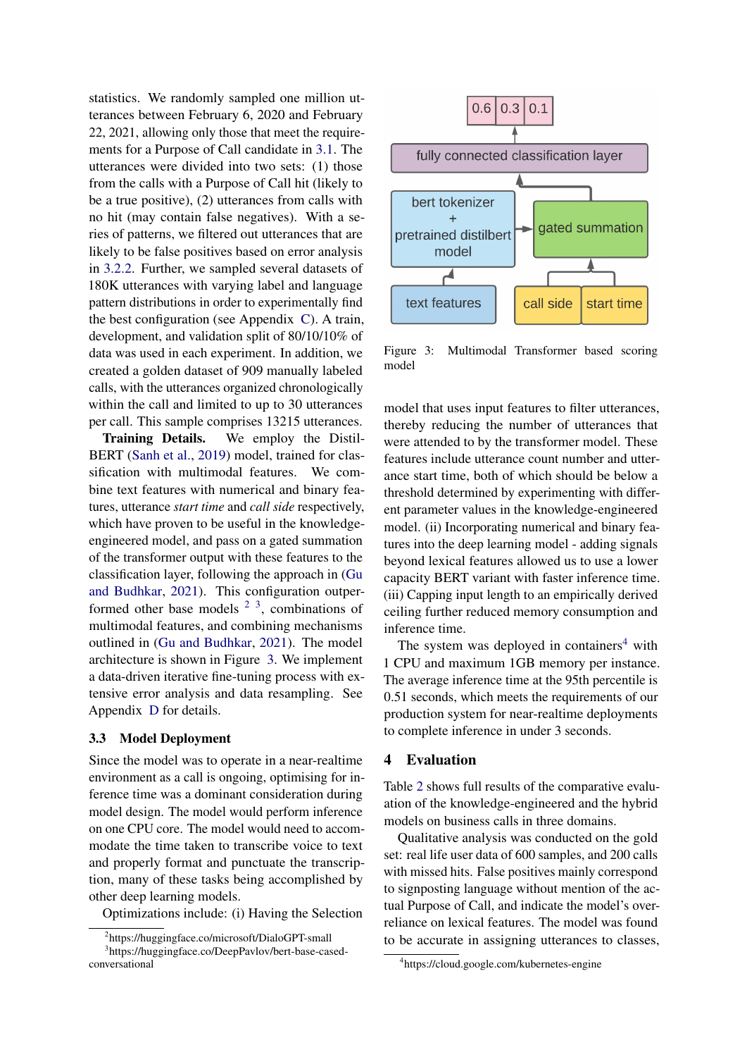statistics. We randomly sampled one million utterances between February 6, 2020 and February 22, 2021, allowing only those that meet the requirements for a Purpose of Call candidate in 3.1. The utterances were divided into two sets: (1) those from the calls with a Purpose of Call hit (likely to be a true positive), (2) utterances from calls with no hit (may contain false negatives). With a series of patterns, we filtered out utterances that are likely to be false positives based on error analysis in 3.2.2. Further, we sampled several datasets of 180K utterances with varying label and language pattern distributions in order to experimentally find the best configuration (see Appendix C). A train, development, and validation split of 80/10/10% of data was used in each experiment. In addition, we created a golden dataset of 909 manually labeled calls, with the utterances organized chronologically within the call and limited to up to 30 utterances per call. This sample comprises 13215 utterances.

**Training Details.** We employ the DistilBERT (Sanh et al., 2019) model, trained for classification with multimodal features. We combine text features with numerical and binary features, utterance *start time* and *call side* respectively, which have proven to be useful in the knowledge-engineered model, and pass on a gated summation of the transformer output with these features to the classification layer, following the approach in (Gu and Budhkar, 2021). This configuration outperformed other base models [2] [3], combinations of multimodal features, and combining mechanisms outlined in (Gu and Budhkar, 2021). The model architecture is shown in Figure 3. We implement a data-driven iterative fine-tuning process with extensive error analysis and data resampling. See Appendix D for details.

### 3.3 Model Deployment

Since the model was to operate in a near-realtime environment as a call is ongoing, optimising for inference time was a dominant consideration during model design. The model would perform inference on one CPU core. The model would need to accommodate the time taken to transcribe voice to text and properly format and punctuate the transcription, many of these tasks being accomplished by other deep learning models.

Optimizations include: (i) Having the Selection model that uses input features to filter utterances, thereby reducing the number of utterances that were attended to by the transformer model. These features include utterance count number and utterance start time, both of which should be below a threshold determined by experimenting with different parameter values in the knowledge-engineered model. (ii) Incorporating numerical and binary features into the deep learning model - adding signals beyond lexical features allowed us to use a lower capacity BERT variant with faster inference time. (iii) Capping input length to an empirically derived ceiling further reduced memory consumption and inference time.

The system was deployed in containers[4] with 1 CPU and maximum 1GB memory per instance. The average inference time at the 95th percentile is 0.51 seconds, which meets the requirements of our production system for near-realtime deployments to complete inference in under 3 seconds.

Figure 3: Multimodal Transformer based scoring model

## 4 Evaluation

Table 2 shows full results of the comparative evaluation of the knowledge-engineered and the hybrid models on business calls in three domains.

Qualitative analysis was conducted on the gold set: real life user data of 600 samples, and 200 calls with missed hits. False positives mainly correspond to signposting language without mention of the actual Purpose of Call, and indicate the model's overreliance on lexical features. The model was found to be accurate in assigning utterances to classes,

[2] https://huggingface.co/microsoft/DialoGPT-small

[3] https://huggingface.co/DeepPavlov/bert-base-cased-conversational

[4] https://cloud.google.com/kubernetes-engine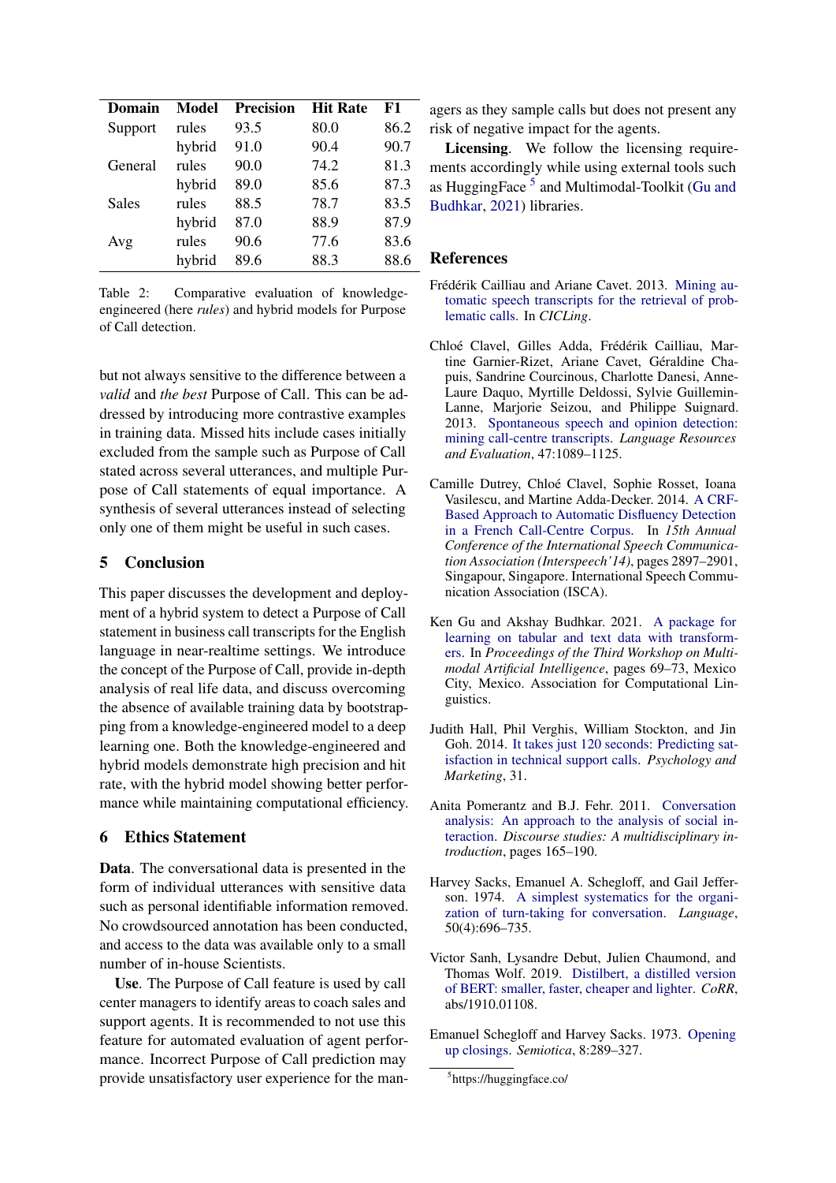| Domain | Model | Precision | Hit Rate | F1 |
|---|---|---|---|---|
| Support | rules | 93.5 | 80.0 | 86.2 |
| | hybrid | 91.0 | 90.4 | 90.7 |
| General | rules | 90.0 | 74.2 | 81.3 |
| | hybrid | 89.0 | 85.6 | 87.3 |
| Sales | rules | 88.5 | 78.7 | 83.5 |
| | hybrid | 87.0 | 88.9 | 87.9 |
| Avg | rules | 90.6 | 77.6 | 83.6 |
| | hybrid | 89.6 | 88.3 | 88.6 |

Table 2: Comparative evaluation of knowledge-engineered (here *rules*) and hybrid models for Purpose of Call detection.

but not always sensitive to the difference between a *valid* and *the best* Purpose of Call. This can be addressed by introducing more contrastive examples in training data. Missed hits include cases initially excluded from the sample such as Purpose of Call stated across several utterances, and multiple Purpose of Call statements of equal importance. A synthesis of several utterances instead of selecting only one of them might be useful in such cases.

## 5 Conclusion

This paper discusses the development and deployment of a hybrid system to detect a Purpose of Call statement in business call transcripts for the English language in near-realtime settings. We introduce the concept of the Purpose of Call, provide in-depth analysis of real life data, and discuss overcoming the absence of available training data by bootstrapping from a knowledge-engineered model to a deep learning one. Both the knowledge-engineered and hybrid models demonstrate high precision and hit rate, with the hybrid model showing better performance while maintaining computational efficiency.

## 6 Ethics Statement

**Data**. The conversational data is presented in the form of individual utterances with sensitive data such as personal identifiable information removed. No crowdsourced annotation has been conducted, and access to the data was available only to a small number of in-house Scientists.

**Use**. The Purpose of Call feature is used by call center managers to identify areas to coach sales and support agents. It is recommended to not use this feature for automated evaluation of agent performance. Incorrect Purpose of Call prediction may provide unsatisfactory user experience for the managers as they sample calls but does not present any risk of negative impact for the agents.

**Licensing**. We follow the licensing requirements accordingly while using external tools such as HuggingFace [5] and Multimodal-Toolkit (Gu and Budhkar, 2021) libraries.

## References

Frédérik Cailliau and Ariane Cavet. 2013. Mining automatic speech transcripts for the retrieval of problematic calls. In *CICLing*.

Chloé Clavel, Gilles Adda, Frédérik Cailliau, Martine Garnier-Rizet, Ariane Cavet, Géraldine Chapuis, Sandrine Courcinous, Charlotte Danesi, Anne-Laure Daquo, Myrtille Deldossi, Sylvie Guillemin-Lanne, Marjorie Seizou, and Philippe Suignard. 2013. Spontaneous speech and opinion detection: mining call-centre transcripts. *Language Resources and Evaluation*, 47:1089–1125.

Camille Dutrey, Chloé Clavel, Sophie Rosset, Ioana Vasilescu, and Martine Adda-Decker. 2014. A CRF-Based Approach to Automatic Disfluency Detection in a French Call-Centre Corpus. In *15th Annual Conference of the International Speech Communication Association (Interspeech'14)*, pages 2897–2901, Singapour, Singapore. International Speech Communication Association (ISCA).

Ken Gu and Akshay Budhkar. 2021. A package for learning on tabular and text data with transformers. In *Proceedings of the Third Workshop on Multimodal Artificial Intelligence*, pages 69–73, Mexico City, Mexico. Association for Computational Linguistics.

Judith Hall, Phil Verghis, William Stockton, and Jin Goh. 2014. It takes just 120 seconds: Predicting satisfaction in technical support calls. *Psychology and Marketing*, 31.

Anita Pomerantz and B.J. Fehr. 2011. Conversation analysis: An approach to the analysis of social interaction. *Discourse studies: A multidisciplinary introduction*, pages 165–190.

Harvey Sacks, Emanuel A. Schegloff, and Gail Jefferson. 1974. A simplest systematics for the organization of turn-taking for conversation. *Language*, 50(4):696–735.

Victor Sanh, Lysandre Debut, Julien Chaumond, and Thomas Wolf. 2019. Distilbert, a distilled version of BERT: smaller, faster, cheaper and lighter. *CoRR*, abs/1910.01108.

Emanuel Schegloff and Harvey Sacks. 1973. Opening up closings. *Semiotica*, 8:289–327.

[5] https://huggingface.co/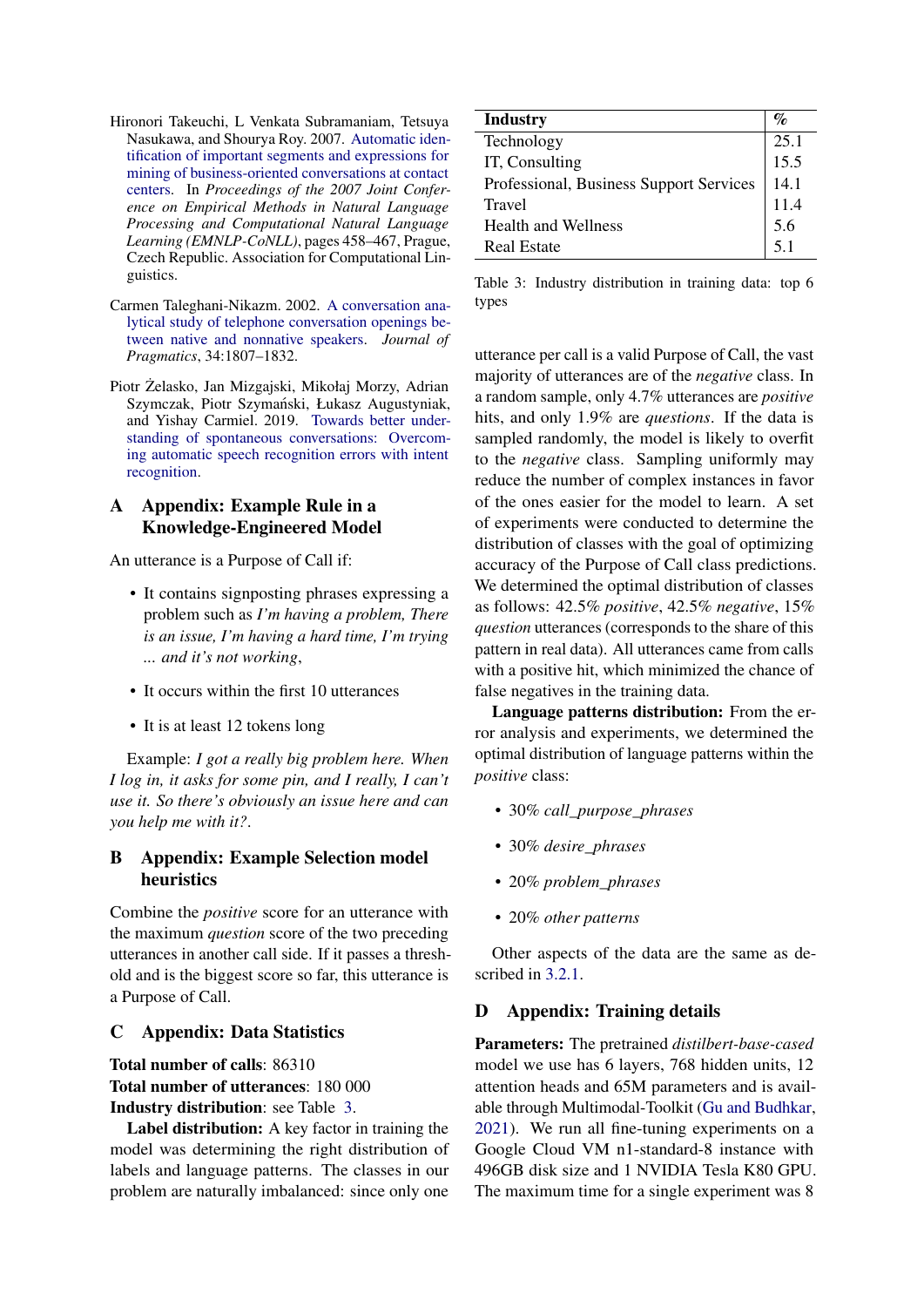Hironori Takeuchi, L Venkata Subramaniam, Tetsuya Nasukawa, and Shourya Roy. 2007. Automatic identification of important segments and expressions for mining of business-oriented conversations at contact centers. In *Proceedings of the 2007 Joint Conference on Empirical Methods in Natural Language Processing and Computational Natural Language Learning (EMNLP-CoNLL)*, pages 458–467, Prague, Czech Republic. Association for Computational Linguistics.

Carmen Taleghani-Nikazm. 2002. A conversation analytical study of telephone conversation openings between native and nonnative speakers. *Journal of Pragmatics*, 34:1807–1832.

Piotr Żelasko, Jan Mizgajski, Mikołaj Morzy, Adrian Szymczak, Piotr Szymański, Łukasz Augustyniak, and Yishay Carmiel. 2019. Towards better understanding of spontaneous conversations: Overcoming automatic speech recognition errors with intent recognition.

## A Appendix: Example Rule in a Knowledge-Engineered Model

An utterance is a Purpose of Call if:

- It contains signposting phrases expressing a problem such as *I'm having a problem, There is an issue, I'm having a hard time, I'm trying ... and it's not working*,
- It occurs within the first 10 utterances
- It is at least 12 tokens long

Example: *I got a really big problem here. When I log in, it asks for some pin, and I really, I can't use it. So there's obviously an issue here and can you help me with it?*.

## B Appendix: Example Selection model heuristics

Combine the *positive* score for an utterance with the maximum *question* score of the two preceding utterances in another call side. If it passes a threshold and is the biggest score so far, this utterance is a Purpose of Call.

## C Appendix: Data Statistics

**Total number of calls**: 86310
**Total number of utterances**: 180 000
**Industry distribution**: see Table 3.

| Industry | % |
|---|---|
| Technology | 25.1 |
| IT, Consulting | 15.5 |
| Professional, Business Support Services | 14.1 |
| Travel | 11.4 |
| Health and Wellness | 5.6 |
| Real Estate | 5.1 |

Table 3: Industry distribution in training data: top 6 types

**Label distribution:** A key factor in training the model was determining the right distribution of labels and language patterns. The classes in our problem are naturally imbalanced: since only one utterance per call is a valid Purpose of Call, the vast majority of utterances are of the *negative* class. In a random sample, only 4.7% utterances are *positive* hits, and only 1.9% are *questions*. If the data is sampled randomly, the model is likely to overfit to the *negative* class. Sampling uniformly may reduce the number of complex instances in favor of the ones easier for the model to learn. A set of experiments were conducted to determine the distribution of classes with the goal of optimizing accuracy of the Purpose of Call class predictions. We determined the optimal distribution of classes as follows: 42.5% *positive*, 42.5% *negative*, 15% *question* utterances (corresponds to the share of this pattern in real data). All utterances came from calls with a positive hit, which minimized the chance of false negatives in the training data.

**Language patterns distribution:** From the error analysis and experiments, we determined the optimal distribution of language patterns within the *positive* class:

- 30% *call_purpose_phrases*
- 30% *desire_phrases*
- 20% *problem_phrases*
- 20% *other patterns*

Other aspects of the data are the same as described in 3.2.1.

## D Appendix: Training details

**Parameters:** The pretrained *distilbert-base-cased* model we use has 6 layers, 768 hidden units, 12 attention heads and 65M parameters and is available through Multimodal-Toolkit (Gu and Budhkar, 2021). We run all fine-tuning experiments on a Google Cloud VM n1-standard-8 instance with 496GB disk size and 1 NVIDIA Tesla K80 GPU. The maximum time for a single experiment was 8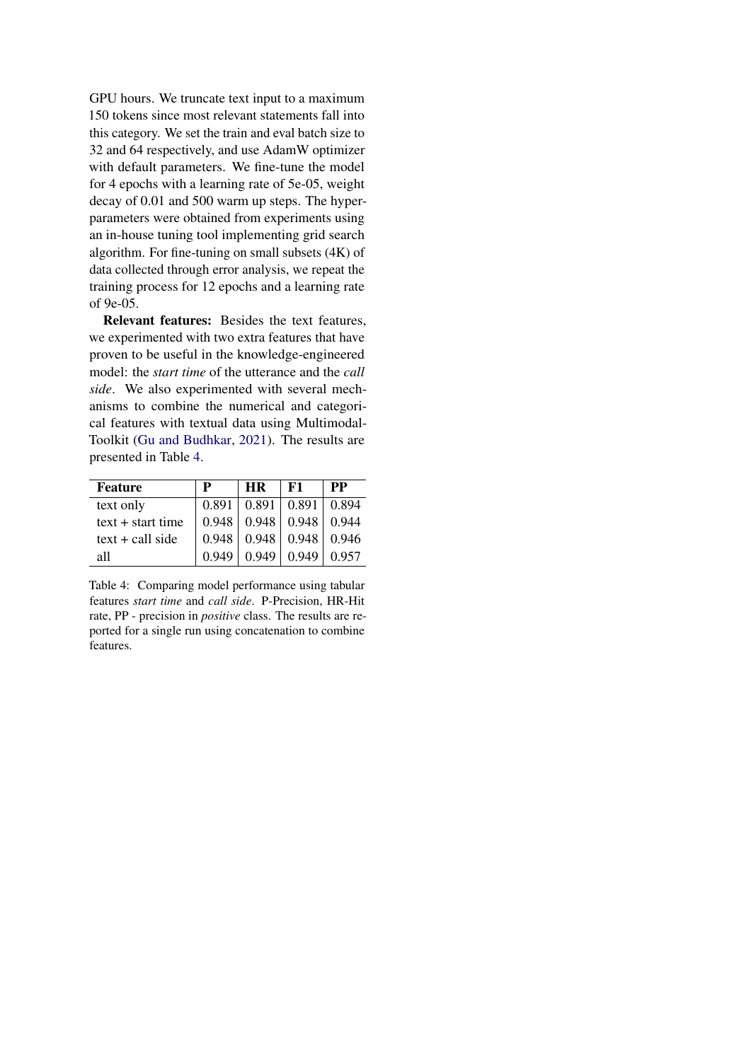GPU hours. We truncate text input to a maximum 150 tokens since most relevant statements fall into this category. We set the train and eval batch size to 32 and 64 respectively, and use AdamW optimizer with default parameters. We fine-tune the model for 4 epochs with a learning rate of 5e-05, weight decay of 0.01 and 500 warm up steps. The hyper-parameters were obtained from experiments using an in-house tuning tool implementing grid search algorithm. For fine-tuning on small subsets (4K) of data collected through error analysis, we repeat the training process for 12 epochs and a learning rate of 9e-05.

**Relevant features:** Besides the text features, we experimented with two extra features that have proven to be useful in the knowledge-engineered model: the *start time* of the utterance and the *call side*. We also experimented with several mechanisms to combine the numerical and categorical features with textual data using Multimodal-Toolkit (Gu and Budhkar, 2021). The results are presented in Table 4.

| Feature | P | HR | F1 | PP |
|---|---|---|---|---|
| text only | 0.891 | 0.891 | 0.891 | 0.894 |
| text + start time | 0.948 | 0.948 | 0.948 | 0.944 |
| text + call side | 0.948 | 0.948 | 0.948 | 0.946 |
| all | 0.949 | 0.949 | 0.949 | 0.957 |

Table 4: Comparing model performance using tabular features *start time* and *call side*. P-Precision, HR-Hit rate, PP - precision in *positive* class. The results are reported for a single run using concatenation to combine features.